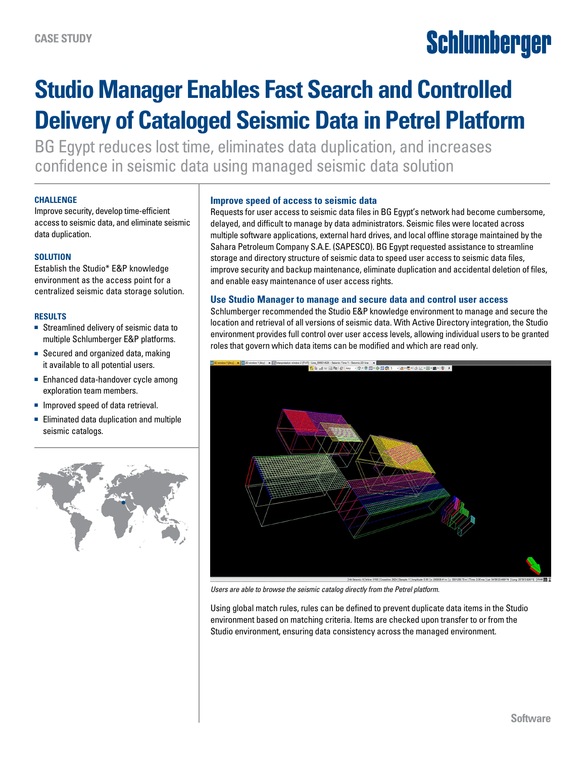CASE STUDY

# Studio Manager Enables Fast Search and Controlled Delivery of Cataloged Seismic Data in Petrel Platform

BG Egypt reduces lost time, eliminates data duplication, and increases confidence in seismic data using managed seismic data solution

### CHALLENGE

Improve security, develop time-efficient access to seismic data, and eliminate seismic data duplication.

### SOLUTION

Establish the Studio* E&P knowledge environment as the access point for a centralized seismic data storage solution.

### RESULTS

- Streamlined delivery of seismic data to multiple Schlumberger E&P platforms.
- Secured and organized data, making it available to all potential users.
- Enhanced data-handover cycle among exploration team members.
- Improved speed of data retrieval.
- Eliminated data duplication and multiple seismic catalogs.

## Improve speed of access to seismic data

Requests for user access to seismic data files in BG Egypt's network had become cumbersome, delayed, and difficult to manage by data administrators. Seismic files were located across multiple software applications, external hard drives, and local offline storage maintained by the Sahara Petroleum Company S.A.E. (SAPESCO). BG Egypt requested assistance to streamline storage and directory structure of seismic data to speed user access to seismic data files, improve security and backup maintenance, eliminate duplication and accidental deletion of files, and enable easy maintenance of user access rights.

## Use Studio Manager to manage and secure data and control user access

Schlumberger recommended the Studio E&P knowledge environment to manage and secure the location and retrieval of all versions of seismic data. With Active Directory integration, the Studio environment provides full control over user access levels, allowing individual users to be granted roles that govern which data items can be modified and which are read only.

*Users are able to browse the seismic catalog directly from the Petrel platform.*

Using global match rules, rules can be defined to prevent duplicate data items in the Studio environment based on matching criteria. Items are checked upon transfer to or from the Studio environment, ensuring data consistency across the managed environment.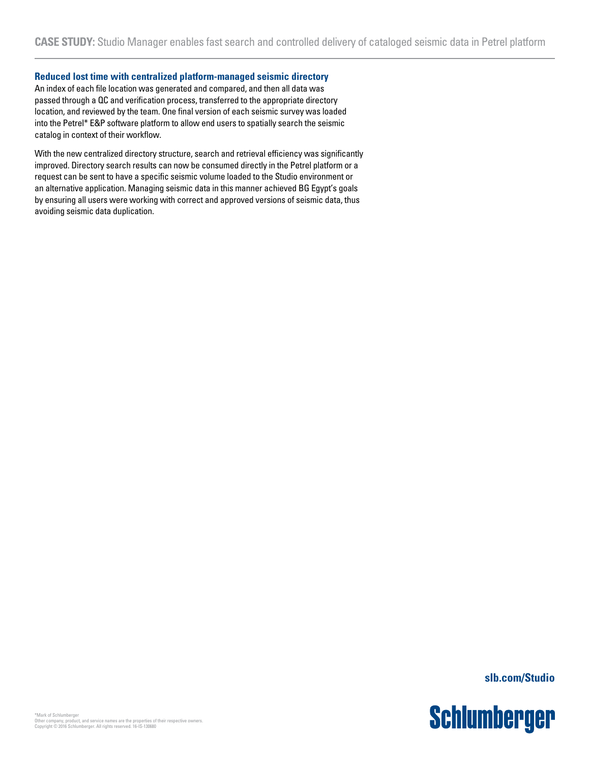## Reduced lost time with centralized platform-managed seismic directory

An index of each file location was generated and compared, and then all data was passed through a QC and verification process, transferred to the appropriate directory location, and reviewed by the team. One final version of each seismic survey was loaded into the Petrel* E&P software platform to allow end users to spatially search the seismic catalog in context of their workflow.

With the new centralized directory structure, search and retrieval efficiency was significantly improved. Directory search results can now be consumed directly in the Petrel platform or a request can be sent to have a specific seismic volume loaded to the Studio environment or an alternative application. Managing seismic data in this manner achieved BG Egypt's goals by ensuring all users were working with correct and approved versions of seismic data, thus avoiding seismic data duplication.

**slb.com/Studio**

*Mark of Schlumberger
Other company, product, and service names are the properties of their respective owners.
Copyright © 2016 Schlumberger. All rights reserved. 16-IS-130680

**Schlumberger**